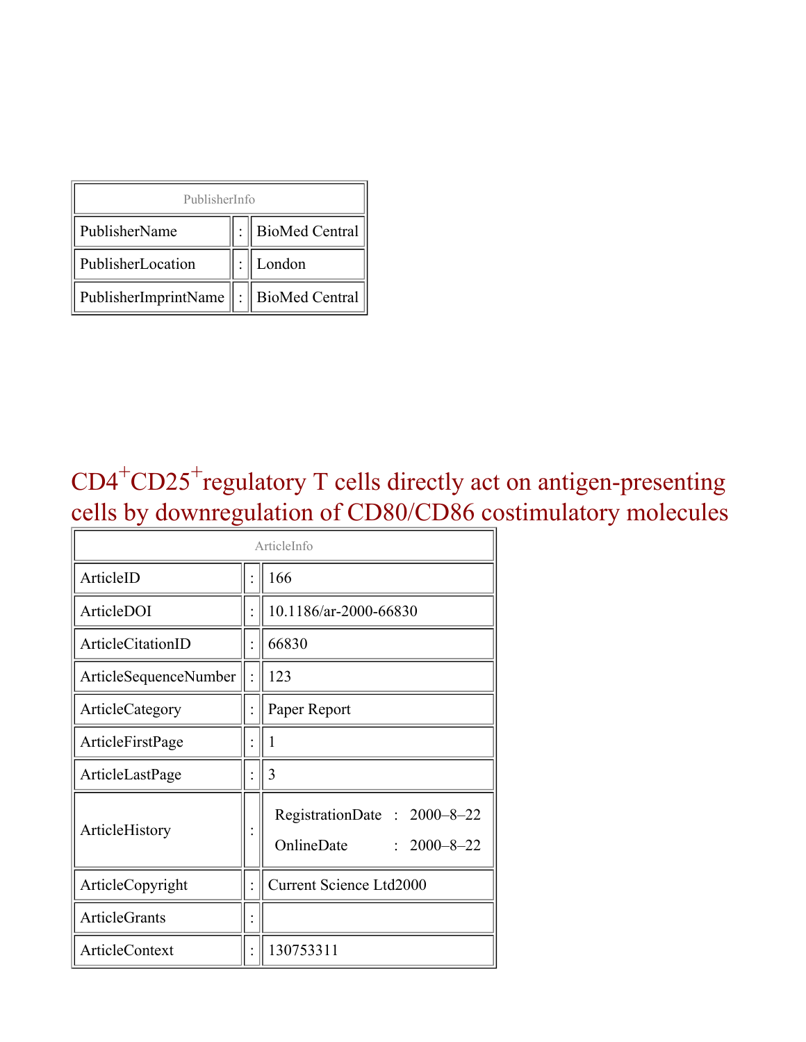| PublisherInfo | | |
|---|---|---|
| PublisherName | : | BioMed Central |
| PublisherLocation | : | London |
| PublisherImprintName | : | BioMed Central |

# $CD4^{+}CD25^{+}$regulatory T cells directly act on antigen-presenting cells by downregulation of CD80/CD86 costimulatory molecules

| ArticleInfo | | |
|---|---|---|
| ArticleID | : | 166 |
| ArticleDOI | : | 10.1186/ar-2000-66830 |
| ArticleCitationID | : | 66830 |
| ArticleSequenceNumber | : | 123 |
| ArticleCategory | : | Paper Report |
| ArticleFirstPage | : | 1 |
| ArticleLastPage | : | 3 |
| ArticleHistory | : | RegistrationDate : 2000–8–22<br>OnlineDate : 2000–8–22 |
| ArticleCopyright | : | Current Science Ltd2000 |
| ArticleGrants | : | |
| ArticleContext | : | 130753311 |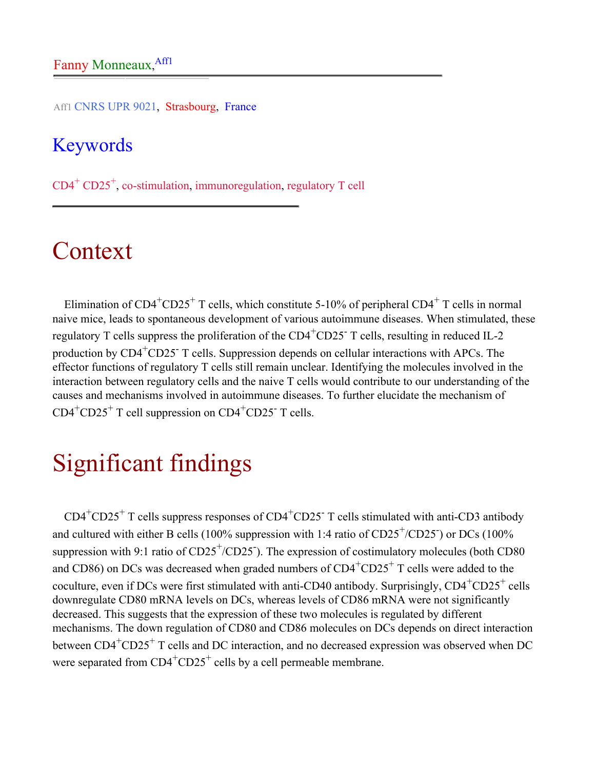Fanny Monneaux,[Aff1]

Aff1 CNRS UPR 9021, Strasbourg, France

## Keywords

$CD4^+$ $CD25^+$, co-stimulation, immunoregulation, regulatory T cell

# Context

Elimination of $CD4^+CD25^+$ T cells, which constitute 5-10% of peripheral $CD4^+$ T cells in normal naive mice, leads to spontaneous development of various autoimmune diseases. When stimulated, these regulatory T cells suppress the proliferation of the $CD4^+CD25^-$ T cells, resulting in reduced IL-2 production by $CD4^+CD25^-$ T cells. Suppression depends on cellular interactions with APCs. The effector functions of regulatory T cells still remain unclear. Identifying the molecules involved in the interaction between regulatory cells and the naive T cells would contribute to our understanding of the causes and mechanisms involved in autoimmune diseases. To further elucidate the mechanism of $CD4^+CD25^+$ T cell suppression on $CD4^+CD25^-$ T cells.

# Significant findings

$CD4^+CD25^+$ T cells suppress responses of $CD4^+CD25^-$ T cells stimulated with anti-CD3 antibody and cultured with either B cells (100% suppression with 1:4 ratio of $CD25^+/CD25^-$) or DCs (100% suppression with 9:1 ratio of $CD25^+/CD25^-$). The expression of costimulatory molecules (both CD80 and CD86) on DCs was decreased when graded numbers of $CD4^+CD25^+$ T cells were added to the coculture, even if DCs were first stimulated with anti-CD40 antibody. Surprisingly, $CD4^+CD25^+$ cells downregulate CD80 mRNA levels on DCs, whereas levels of CD86 mRNA were not significantly decreased. This suggests that the expression of these two molecules is regulated by different mechanisms. The down regulation of CD80 and CD86 molecules on DCs depends on direct interaction between $CD4^+CD25^+$ T cells and DC interaction, and no decreased expression was observed when DC were separated from $CD4^+CD25^+$ cells by a cell permeable membrane.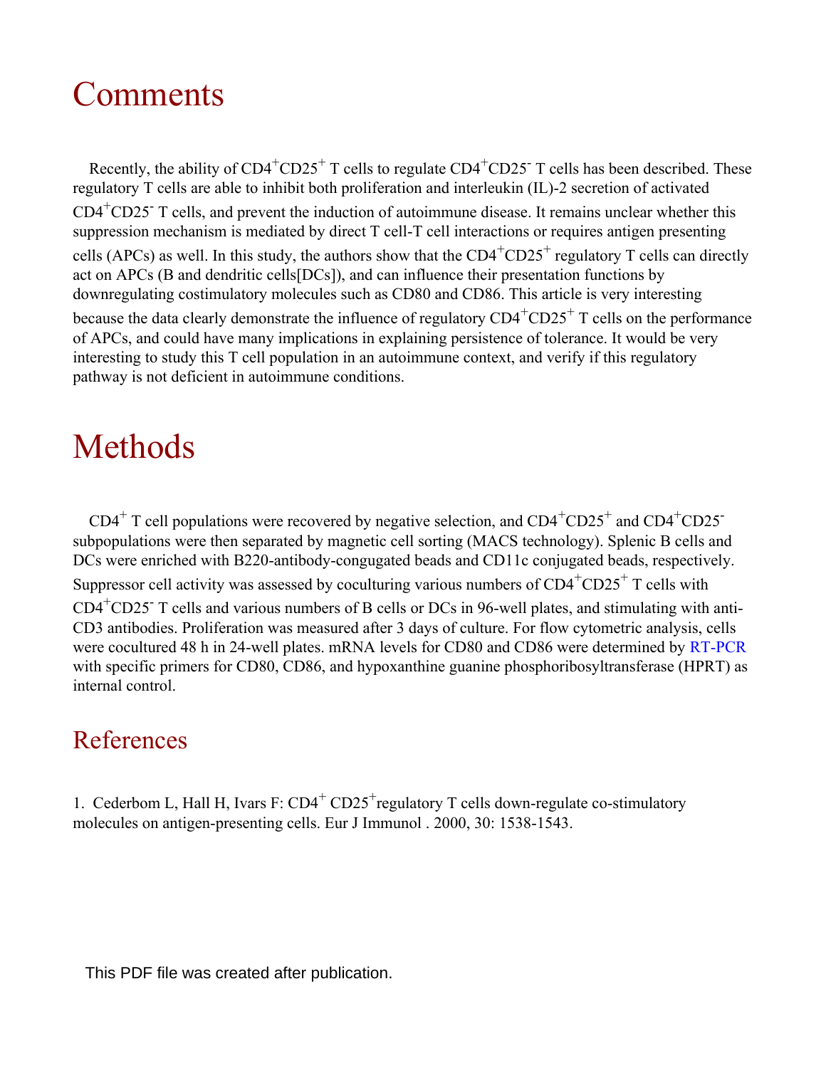# Comments

Recently, the ability of $CD4^+CD25^+$ T cells to regulate $CD4^+CD25^-$ T cells has been described. These regulatory T cells are able to inhibit both proliferation and interleukin (IL)-2 secretion of activated $CD4^+CD25^-$ T cells, and prevent the induction of autoimmune disease. It remains unclear whether this suppression mechanism is mediated by direct T cell-T cell interactions or requires antigen presenting cells (APCs) as well. In this study, the authors show that the $CD4^+CD25^+$ regulatory T cells can directly act on APCs (B and dendritic cells[DCs]), and can influence their presentation functions by downregulating costimulatory molecules such as CD80 and CD86. This article is very interesting because the data clearly demonstrate the influence of regulatory $CD4^+CD25^+$ T cells on the performance of APCs, and could have many implications in explaining persistence of tolerance. It would be very interesting to study this T cell population in an autoimmune context, and verify if this regulatory pathway is not deficient in autoimmune conditions.

# Methods

$CD4^+$ T cell populations were recovered by negative selection, and $CD4^+CD25^+$ and $CD4^+CD25^-$ subpopulations were then separated by magnetic cell sorting (MACS technology). Splenic B cells and DCs were enriched with B220-antibody-congugated beads and CD11c conjugated beads, respectively. Suppressor cell activity was assessed by coculturing various numbers of $CD4^+CD25^+$ T cells with $CD4^+CD25^-$ T cells and various numbers of B cells or DCs in 96-well plates, and stimulating with anti-CD3 antibodies. Proliferation was measured after 3 days of culture. For flow cytometric analysis, cells were cocultured 48 h in 24-well plates. mRNA levels for CD80 and CD86 were determined by RT-PCR with specific primers for CD80, CD86, and hypoxanthine guanine phosphoribosyltransferase (HPRT) as internal control.

## References

1. Cederbom L, Hall H, Ivars F: $CD4^+$ $CD25^+$regulatory T cells down-regulate co-stimulatory molecules on antigen-presenting cells. Eur J Immunol . 2000, 30: 1538-1543.

This PDF file was created after publication.